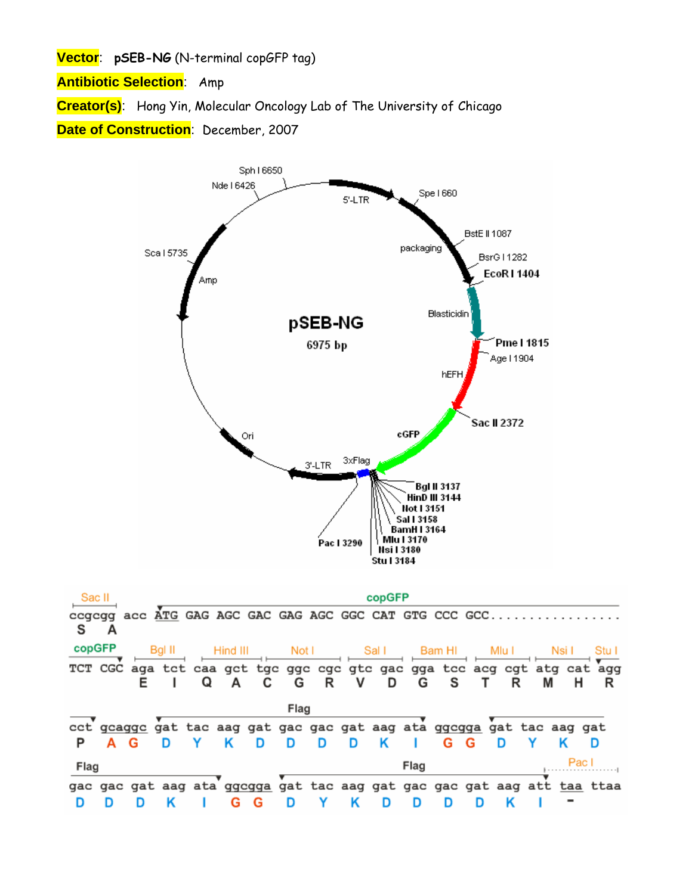**Vector**: **pSEB-NG** (N-terminal copGFP tag)

**Antibiotic Selection**: Amp

**Creator(s)**: Hong Yin, Molecular Oncology Lab of The University of Chicago

**Date of Construction**: December, 2007

pSEB-NG
6975 bp

5'-LTR, Spe I 660, packaging, BstE II 1087, BsrG I 1282, EcoR I 1404, Blasticidin, Pme I 1815, Age I 1904, hEFH, Sac II 2372, cGFP, 3xFlag, Bgl II 3137, HinD III 3144, Not I 3151, Sal I 3158, BamH I 3164, Mlu I 3170, Nsi I 3180, Stu I 3184, Pac I 3290, 3'-LTR, Ori, Amp, Sca I 5735, Nde I 6426, Sph I 6650

```
Sac II                copGFP
ccgcgg acc ATG GAG AGC GAC GAG AGC GGC CAT GTG CCC GCC..................
 S   A

copGFP   Bgl II    Hind III    Not I      Sal I     Bam HI    Mlu I     Nsi I    Stu I
TCT CGC aga tct caa gct tgc ggc cgc gtc gac gga tcc acg cgt atg cat agg
         E   I   Q   A   C   G   R   V   D   G   S   T   R   M   H   R

                               Flag
cct gcaggc gat tac aag gat gac gac gat aag ata ggcgga gat tac aag gat
 P   A  G   D   Y   K   D   D   D   D   K   I   G  G   D   Y   K   D

Flag                                         Flag                  Pac I
gac gac gat aag ata ggcgga gat tac aag gat gac gac gat aag att taa ttaa
 D   D   D   K   I   G  G   D   Y   K   D   D   D   D   K   I   -
```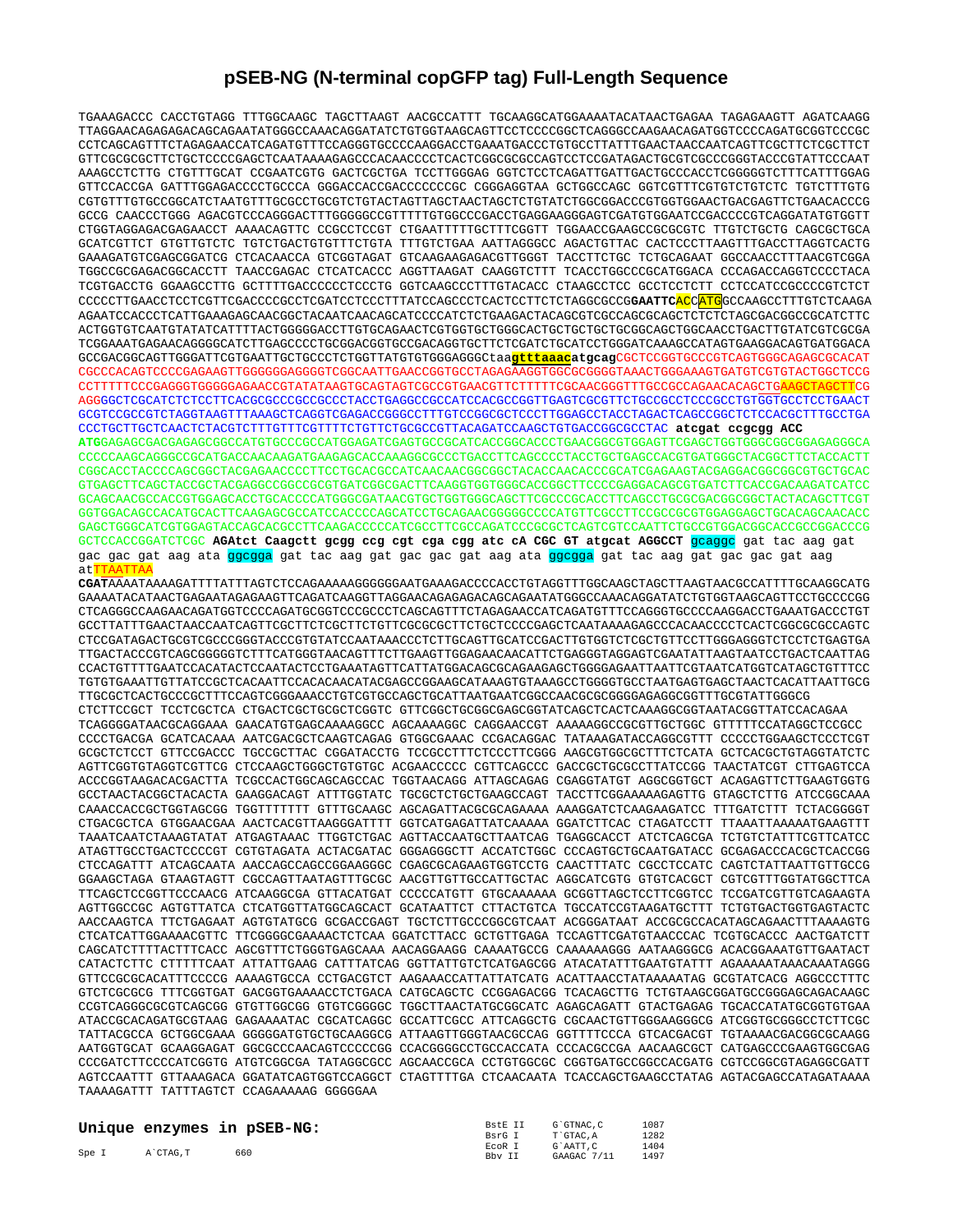# pSEB-NG (N-terminal copGFP tag) Full-Length Sequence

TGAAAGACCC CACCTGTAGG TTTGGCAAGC TAGCTTAAGT AACGCCATTT TGCAAGGCATGGAAAATACATAACTGAGAA TAGAGAAGTT AGATCAAGG
TTAGGAACAGAGAGACAGCAGAATATGGGCCAAACAGGATATCTGTGGTAAGCAGTTCCTCCCCGGCTCAGGGCCAAGAACAGATGGTCCCCAGATGCGGTCCCGC
CCTCAGCAGTTTCTAGAGAACCATCAGATGTTTCCAGGGTGCCCCAAGGACCTGAAATGACCCTGTGCCTTATTTGAACTAACCAATCAGTTCGCTTCTCGCTTCT
GTTCGCGCGCTTCTGCTCCCCGAGCTCAATAAAAGAGCCCACAACCCCTCACTCGGCGCGCCAGTCCTCCGATAGACTGCGTCGCCCGGGTACCCGTATTCCCAAT
AAAGCCTCTTG CTGTTTGCAT CCGAATCGTG GACTCGCTGA TCCTTGGGAG GGTCTCCTCAGATTGATTGACTGCCCACCTCGGGGGTCTTTCATTTGGAG
GTTCCACCGA GATTTGGAGACCCCTGCCCA GGGACCACCGACCCCCCCGC CGGGAGGTAA GCTGGCCAGC GGTCGTTTCGTGTCTGTC TGTCTTTGTG
CGTGTTTGTGCCGGCATCTAATGTTTGCGCCTGCGTCTGTACTAGTTAGCTAACTAGCTCTGTATCTGGCGGACCCGTGGTGGAACTGACGAGTTCTGAACACCCG
GCCG CAACCCTGGG AGACGTCCCAGGGACTTTGGGGGCCGTTTTTGTGGCCCGACCTGAGGAAGGGAGTCGATGTGGAATCCGACCCCGTCAGGATATGTGGTT
CTGGTAGGAGACGAGAACCT AAAACAGTTC CCGCCTCCGT CTGAATTTTTGCTTTCGGTT TGGAACCGAAGCCGCGCGTC TTGTCTGCTG CAGCGCTGCA
GCATCGTTCT GTGTTGTCTC TGTCTGACTGTGTTTCTGTA TTTGTCTGAA AATTAGGGCC AGACTGTTAC CACTCCCTTAAGTTTGACCTTAGGTCACTG
GAAAGATGTCGAGCGGATCG CTCACAACCA GTCGGTAGAT GTCAAGAAGAGACGTTGGGT TACCTTCTGC TCTGCAGAAT GGCCAACCTTTAACGTCGGA
TGGCCGCGAGACGGCACCTT TAACCGAGAC CTCATCACCC AGGTTAAGAT CAAGGTCTTT TCACCTGGCCCGCATGGACA CCCAGACCAGGTCCCCTACA
TCGTGACCTG GGAAGCCTTG GCTTTTGACCCCCCTCCCTG GGTCAAGCCCTTTGTACACC CTAAGCCTCC GCCTCCTCTT CCTCCATCCGCCCCGTCTCT
CCCCCTTGAACCTCCTCGTTCGACCCCGCCTCGATCCTCCCTTTATCCAGCCCTCACTCCTTCTCTAGGCGCCG**GAATTC**ACC**ATG**GCCAAGCCTTTGTCTCAAGA
AGAATCCACCCTCATTGAAAGAGCAACGGCTACAATCAACAGCATCCCCATCTCTGAAGACTACAGCGTCGCCAGCGCAGCTCTCTCTAGCGACGGCCGCATCTTC
ACTGGTGTCAATGTATATCATTTTACTGGGGGACCTTGTGCAGAACTCGTGGTGCTGGGCACTGCTGCTGCGGCAGCTGGCAACCTGACTTGTATCGTCGCGA
TCGGAAATGAGAACAGGGGCATCTTGAGCCCCTGCGGACGGTGCCGACAGGTGCTTCTCGATCTGCATCCTGGGATCAAAGCCATAGTGAAGGACAGTGATGGACA
GCCGACGGCAGTTGGGATTCGTGAATTGCTGCCCTCTGGTTATGTGTGGGAGGGCtaa**gtttaaac**atgcagCGCTCCGGTGCCCGTCAGTGGGCAGAGCGCACAT
CGCCCACAGTCCCCGAGAAGTTGGGGGGAGGGGTCGGCAATTGAACCGGTGCCTAGAGAAGGTGGCGCGGGGTAAACTGGGAAAGTGATGTCGTGTACTGGCTCCG
CCTTTTTCCCGAGGGTGGGGGAGAACCGTATATAAGTGCAGTAGTCGCCGTGAACGTTCTTTTTCGCAACGGGTTTGCCGCCAGAACACAGCTGAAGCTAGCTTCG
AGGGGCTCGCATCTCTCCTTCACGCGCCCGCCGCCCTACCTGAGGCCGCCATCCACGCCGGTTGAGTCGCGTTCTGCCGCCTCCCGCCTGTGGTGCCTCCTGAACT
GCGTCCGCCGTCTAGGTAAGTTTAAAGCTCAGGTCGAGACCGGGCCTTTGTCCGGCGCTCCCTTGGAGCCTACCTAGACTCAGCCGGCTCTCCACGCTTTGCCTGA
CCCTGCTTGCTCAACTCTACGTCTTTGTTTCGTTTTCTGTTCTGCGCCGTTACAGATCCAAGCTGTGACCGGCGCCTAC **atcgat ccgcgg ACC**
**ATG**GAGAGCGACGAGAGCGGCCATGTGCCCGCCATGGAGATCGAGTGCCGCATCACCGGCACCCTGAACGGCGTGGAGTTCGAGCTGGTGGGCGGCGGAGAGGGCA
CCCCCAAGCAGGGCCGCATGACCAACAAGATGAAGAGCACCAAAGGCGCCCTGACCTTCAGCCCCTACCTGCTGAGCCACGTGATGGGCTACGGCTTCTACCACTT
CGGCACCTACCCCAGCGGCTACGAGAACCCCTTCCTGCACGCCATCAACAACGGCGGCTACACCAACACCCGCATCGAGAAGTACGAGGACGGCGGCGTGCTGCAC
GTGAGCTTCAGCTACCGCTACGAGGCCGGCCGCGTGATCGGCGACTTCAAGGTGGTGGGCACCGGCTTCCCCGAGGACAGCGTGATCTTCACCGACAAGATCATCC
GCAGCAACGCCACCGTGGAGCACCTGCACCCCATGGGCGATAACGTGCTGGTGGGCAGCTTCGCCCGCACCTTCAGCCTGCGCGACGGCGGCTACTACAGCTTCGT
GGTGGACAGCCACATGCACTTCAAGAGCGCCATCCACCCCAGCATCCTGCAGAACGGGGGCCCCATGTTCGCCTTCCGCCGCGTGGAGGAGCTGCACAGCAACACC
GAGCTGGGCATCGTGGAGTACCAGCACGCCTTCAAGACCCCCATCGCCTTCGCCAGATCCCGCGCTCAGTCGTCCAATTCTGCCGTGGACGGCACCGCCGGACCCG
GCTCCACCGGATCTCGC **AGAtct Caagctt gcgg ccg cgt cga cgg atc cA CGC GT atgcat AGGCCT** gcaggc gat tac aag gat gac gac gat aag ata ggcgga gat tac aag gat gac gac gat aag ata ggcgga gat tac aag gat gac gac gat aag atTTAATTAA
**CGAT**AAAATAAAAGATTTTATTTAGTCTCCAGAAAAAGGGGGGAATGAAAGACCCCACCTGTAGGTTTGGCAAGCTAGCTTAAGTAACGCCATTTTGCAAGGCATG
GAAAATACATAACTGAGAATAGAGAAGTTCAGATCAAGGTTAGGAACAGAGAGACAGCAGAATATGGGCCAAACAGGATATCTGTGGTAAGCAGTTCCTGCCCCGG
CTCAGGGCCAAGAACAGATGGTCCCCAGATGCGGTCCCGCCCTCAGCAGTTTCTAGAGAACCATCAGATGTTTCCAGGGTGCCCCAAGGACCTGAAATGACCCTGT
GCCTTATTTGAACTAACCAATCAGTTCGCTTCTCGCTTCTGTTCGCGCGCTTCTGCTCCCCGAGCTCAATAAAAGAGCCCACAACCCCTCACTCGGCGCGCCAGTC
CTCCGATAGACTGCGTCGCCCGGGTACCCGTGTATCCAATAAACCCTCTTGCAGTTGCATCCGACTTGTGGTCTCGCTGTTCCTTGGGAGGGTCTCCTCTGAGTGA
TTGACTACCCGTCAGCGGGGGTCTTTCATGGGTAACAGTTTCTTGAAGTTGGAGAACAACATTCTGAGGGTAGGAGTCGAATATTAAGTAATCCTGACTCAATTAG
CCACTGTTTTGAATCCACATACTCCAATACTCCTGAAATAGTTCATTATGGACAGCGCAGAAGAGCTGGGGAGAATTAATTCGTAATCATGGTCATAGCTGTTTCC
TGTGTGAAATTGTTATCCGCTCACAATTCCACACAACATACGAGCCGGAAGCATAAAGTGTAAAGCCTGGGGTGCCTAATGAGTGAGCTAACTCACATTAATTGCG
TTGCGCTCACTGCCCGCTTTCCAGTCGGGAAACCTGTCGTGCCAGCTGCATTAATGAATCGGCCAACGCGCGGGGAGAGGCGGTTTGCGTATTGGGCG
CTCTTCCGCT TCCTCGCTCA CTGACTCGCTGCGCTCGGTC GTTCGGCTGCGGCGAGCGGTATCAGCTCACTCAAAGGCGGTAATACGGTTATCCACAGAA
TCAGGGGATAACGCAGGAAA GAACATGTGAGCAAAAGGCC AGCAAAAGGC CAGGAACCGT AAAAAGGCCGCGTTGCTGGC GTTTTTCCATAGGCTCCGCC
CCCCTGACGA GCATCACAAA AATCGACGCTCAAGTCAGAG GTGGCGAAAC CCGACAGGAC TATAAAGATACCAGGCGTTT CCCCCTGGAAGCTCCCTCGT
GCGCTCTCCT GTTCCGACCC TGCCGCTTAC CGGATACCTG TCCGCCTTTCTCCCTTCGGG AAGCGTGGCGCTTTCTCATA GCTCACGCTGTAGGTATCTC
AGTTCGGTGTAGGTCGTTCG CTCCAAGCTGGGCTGTGTGC ACGAACCCCC CGTTCAGCCC GACCGCTGCGCCTTATCCGG TAACTATCGT CTTGAGTCCA
ACCCGGTAAGACACGACTTA TCGCCACTGGCAGCAGCCAC TGGTAACAGG ATTAGCAGAG CGAGGTATGT AGGCGGTGCT ACAGAGTTCTTGAAGTGGTG
GCCTAACTACGGCTACACTA GAAGGACAGT ATTTGGTATC TGCGCTCTGCTGAAGCCAGT TACCTTCGGAAAAAGAGTTG GTAGCTCTTG ATCCGGCAAA
CAAACCACCGCTGGTAGCGG TGGTTTTTTT GTTTGCAAGC AGCAGATTACGCGCAGAAAA AAAGGATCTCAAGAAGATCC TTTGATCTTT TCTACGGGGT
CTGACGCTCA GTGGAACGAA AACTCACGTTAAGGGATTTT GGTCATGAGATTATCAAAAA GGATCTTCAC CTAGATCCTT TTAAATTAAAAATGAAGTTT
TAAATCAATCTAAAGTATAT ATGAGTAAAC TTGGTCTGAC AGTTACCAATGCTTAATCAG TGAGGCACCT ATCTCAGCGA TCTGTCTATTTCGTTCATCC
ATAGTTGCCTGACTCCCCGT CGTGTAGATA ACTACGATAC GGGAGGGCTT ACCATCTGGC CCCAGTGCTGCAATGATACC GCGAGACCCACGCTCACCGG
CTCCAGATTT ATCAGCAATA AACCAGCCAGCCGGAAGGGC CGAGCGCAGAAGTGGTCCTG CAACTTTATC CGCCTCCATC CAGTCTATTAATTGTTGCCG
GGAAGCTAGA GTAAGTAGTT CGCCAGTTAATAGTTTGCGC AACGTTGTTGCCATTGCTAC AGGCATCGTG GTGTCACGCT CGTCGTTTGGTATGGCTTCA
TTCAGCTCCGGTTCCCAACG ATCAAGGCGA GTTACATGAT CCCCCATGTT GTGCAAAAAA GCGGTTAGCTCCTTCGGTCC TCCGATCGTTGTCAGAAGTA
AGTTGGCCGC AGTGTTATCA CTCATGGTTATGGCAGCACT GCATAATTCT CTTACTGTCA TGCCATCCGTAAGATGCTTT TCTGTGACTGGTGAGTACTC
AACCAAGTCA TTCTGAGAAT AGTGTATGCG GCGACCGAGT TGCTCTTGCCCGGCGTCAAT ACGGGATAAT ACCGCGCCACATAGCAGAACTTTAAAAGTG
CTCATCATTGGAAAACGTTC TTCGGGGCGAAAACTCTCAA GGATCTTACC GCTGTTGAGA TCCAGTTCGATGTAACCCAC TCGTGCACCC AACTGATCTT
CAGCATCTTTTACTTTCACC AGCGTTTCTGGGTGAGCAAA AACAGGAAGG CAAAATGCCG CAAAAAAGGG AATAAGGGCG ACACGGAAATGTTGAATACT
CATACTCTTC CTTTTTCAAT ATTATTGAAG CATTTATCAG GGTTATTGTCTCATGAGCGG ATACATATTTGAATGTATTT AGAAAAATAAACAAATAGGG
GTTCCGCGCACATTTCCCCG AAAAGTGCCA CCTGACGTCT AAGAAACCATTATTATCATG ACATTAACCTATAAAAATAG GCGTATCACG AGGCCCTTTC
GTCTCGCGCG TTTCGGTGAT GACGGTGAAAACCTCTGACA CATGCAGCTC CCGGAGACGG TCACAGCTTG TCTGTAAGCGGATGCCGGGAGCAGACAAGC
CCGTCAGGGCGCGTCAGCGG GTGTTGGCGG GTGTCGGGGC TGGCTTAACTATGCGGCATC AGAGCAGATT GTACTGAGAG TGCACCATATGCGGTGTGAA
ATACCGCACAGATGCGTAAG GAGAAAATAC CGCATCAGGC GCCATTCGCC ATTCAGGCTG CGCAACTGTTGGGAAGGGCG ATCGGTGCGGGCCTCTTCGC
TATTACGCCA GCTGGCGAAA GGGGGATGTGCTGCAAGGCG ATTAAGTTGGGTAACGCCAG GGTTTTCCCA GTCACGACGT TGTAAAACGACGGCGCAAGG
AATGGTGCAT GCAAGGAGAT GGCGCCCAACAGTCCCCCGG CCACGGGGCCTGCCACCATA CCCACGCCGA AACAAGCGCT CATGAGCCCGAAGTGGCGAG
CCCGATCTTCCCCATCGGTG ATGTCGGCGA TATAGGCGCC AGCAACCGCA CCTGTGGCGC CGGTGATGCCGGCCACGATG CGTCCGGCGTAGAGGCGATT
AGTCCAATTT GTTAAAGACA GGATATCAGTGGTCCAGGCT CTAGTTTTGA CTCAACAATA TCACCAGCTGAAGCCTATAG AGTACGAGCCATAGATAAAA
TAAAAGATTT TATTTAGTCT CCAGAAAAAG GGGGGAA

## Unique enzymes in pSEB-NG:

| Enzyme | Site | Position |
|---|---|---|
| Spe I | A`CTAG,T | 660 |
| BstE II | G`GTNAC,C | 1087 |
| BsrG I | T`GTAC,A | 1282 |
| EcoR I | G`AATT,C | 1404 |
| Bbv II | GAAGAC 7/11 | 1497 |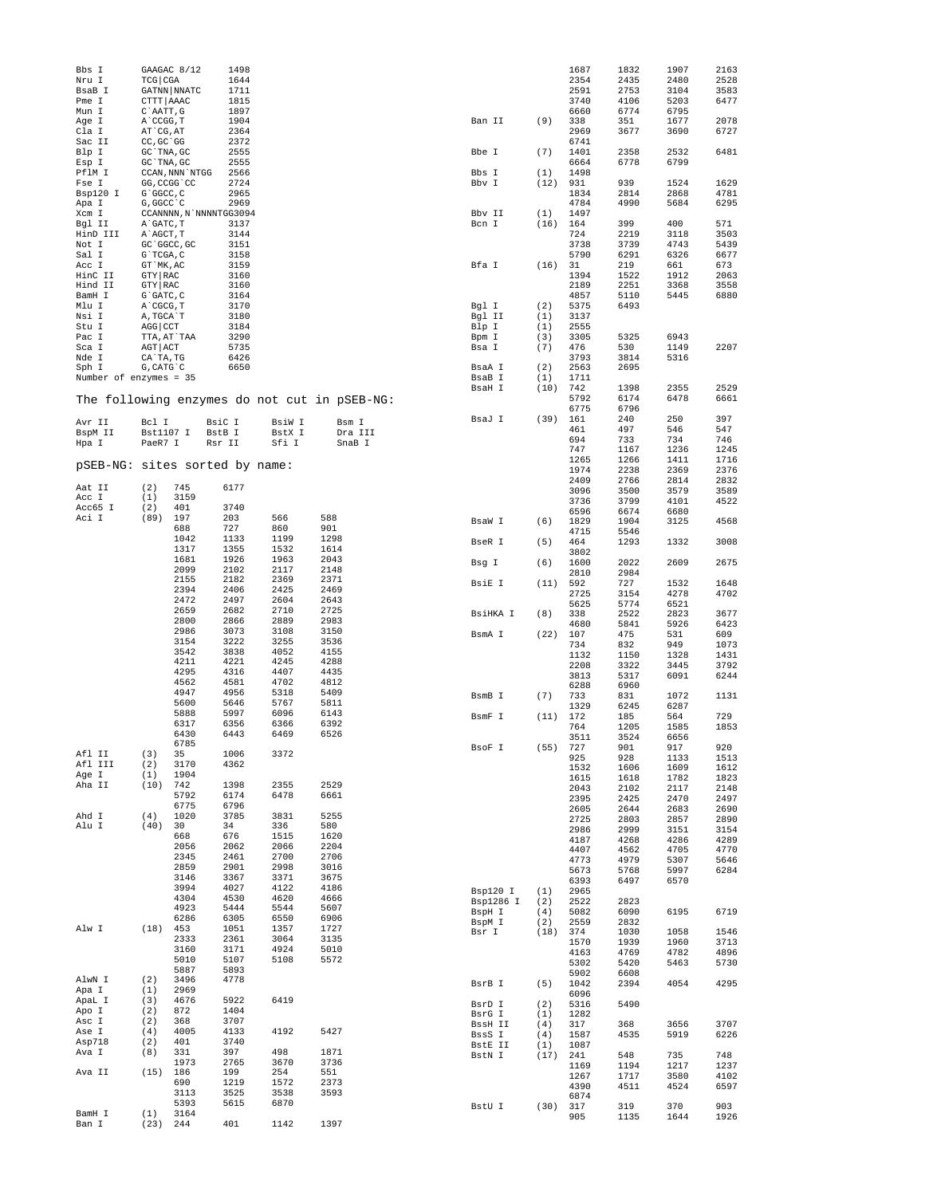```
Bbs I       GAAGAC 8/12     1498
Nru I       TCG|CGA         1644
BsaB I      GATNN|NNATC     1711
Pme I       CTTT|AAAC       1815
Mun I       C`AATT,G        1897
Age I       A`CCGG,T        1904
Cla I       AT`CG,AT        2364
Sac II      CC,GC`GG        2372
Blp I       GC`TNA,GC       2555
Esp I       GC`TNA,GC       2555
PflM I      CCAN,NNN`NTGG   2566
Fse I       GG,CCGG`CC      2724
Bsp120 I    G`GGCC,C        2965
Apa I       G,GGCC`C        2969
Xcm I       CCANNNN,N`NNNNTGG3094
Bgl II      A`GATC,T        3137
HinD III    A`AGCT,T        3144
Not I       GC`GGCC,GC      3151
Sal I       G`TCGA,C        3158
Acc I       GT`MK,AC        3159
HinC II     GTY|RAC         3160
Hind II     GTY|RAC         3160
BamH I      G`GATC,C        3164
Mlu I       A`CGCG,T        3170
Nsi I       A,TGCA`T        3180
Stu I       AGG|CCT         3184
Pac I       TTA,AT`TAA      3290
Sca I       AGT|ACT         5735
Nde I       CA`TA,TG        6426
Sph I       G,CATG`C        6650
Number of enzymes = 35
```

## The following enzymes do not cut in pSEB-NG:

```
Avr II      Bcl I       BsiC I      BsiW I      Bsm I
BspM II     Bst1107 I   BstB I      BstX I      Dra III
Hpa I       PaeR7 I     Rsr II      Sfi I       SnaB I
```

## pSEB-NG: sites sorted by name:

```
Aat II     (2)   745     6177
Acc I      (1)   3159
Acc65 I    (2)   401     3740
Aci I      (89)  197     203     566     588
                 688     727     860     901
                 1042    1133    1199    1298
                 1317    1355    1532    1614
                 1681    1926    1963    2043
                 2099    2102    2117    2148
                 2155    2182    2369    2371
                 2394    2406    2425    2469
                 2472    2497    2604    2643
                 2659    2682    2710    2725
                 2800    2866    2889    2983
                 2986    3073    3108    3150
                 3154    3222    3255    3536
                 3542    3838    4052    4155
                 4211    4221    4245    4288
                 4295    4316    4407    4435
                 4562    4581    4702    4812
                 4947    4956    5318    5409
                 5600    5646    5767    5811
                 5888    5997    6096    6143
                 6317    6356    6366    6392
                 6430    6443    6469    6526
                 6785
Afl II     (3)   35      1006    3372
Afl III    (2)   3170    4362
Age I      (1)   1904
Aha II     (10)  742     1398    2355    2529
                 5792    6174    6478    6661
                 6775    6796
Ahd I      (4)   1020    3785    3831    5255
Alu I      (40)  30      34      336     580
                 668     676     1515    1620
                 2056    2062    2066    2204
                 2345    2461    2700    2706
                 2859    2901    2998    3016
                 3146    3367    3371    3675
                 3994    4027    4122    4186
                 4304    4530    4620    4666
                 4923    5444    5544    5607
                 6286    6305    6550    6906
Alw I      (18)  453     1051    1357    1727
                 2333    2361    3064    3135
                 3160    3171    4924    5010
                 5010    5107    5108    5572
                 5887    5893
AlwN I     (2)   3496    4778
Apa I      (1)   2969
ApaL I     (3)   4676    5922    6419
Apo I      (2)   872     1404
Asc I      (2)   368     3707
Ase I      (4)   4005    4133    4192    5427
Asp718     (2)   401     3740
Ava I      (8)   331     397     498     1871
                 1973    2765    3670    3736
Ava II     (15)  186     199     254     551
                 690     1219    1572    2373
                 3113    3525    3538    3593
                 5393    5615    6870
BamH I     (1)   3164
Ban I      (23)  244     401     1142    1397
                 1687    1832    1907    2163
                 2354    2435    2480    2528
                 2591    2753    3104    3583
                 3740    4106    5203    6477
                 6660    6774    6795
Ban II     (9)   338     351     1677    2078
                 2969    3677    3690    6727
                 6741
Bbe I      (7)   1401    2358    2532    6481
                 6664    6778    6799
Bbs I      (1)   1498
Bbv I      (12)  931     939     1524    1629
                 1834    2814    2868    4781
                 4784    4990    5684    6295
Bbv II     (1)   1497
Bcn I      (16)  164     399     400     571
                 724     2219    3118    3503
                 3738    3739    4743    5439
                 5790    6291    6326    6677
Bfa I      (16)  31      219     661     673
                 1394    1522    1912    2063
                 2189    2251    3368    3558
                 4857    5110    5445    6880
Bgl I      (2)   5375    6493
Bgl II     (1)   3137
Blp I      (1)   2555
Bpm I      (3)   3305    5325    6943
Bsa I      (7)   476     530     1149    2207
                 3793    3814    5316
BsaA I     (2)   2563    2695
BsaB I     (1)   1711
BsaH I     (10)  742     1398    2355    2529
                 5792    6174    6478    6661
                 6775    6796
BsaJ I     (39)  161     240     250     397
                 461     497     546     547
                 694     733     734     746
                 747     1167    1236    1245
                 1265    1266    1411    1716
                 1974    2238    2369    2376
                 2409    2766    2814    2832
                 3096    3500    3579    3589
                 3736    3799    4101    4522
                 6596    6674    6680
BsaW I     (6)   1829    1904    3125    4568
                 4715    5546
BseR I     (5)   464     1293    1332    3008
                 3802
Bsg I      (6)   1600    2022    2609    2675
                 2810    2984
BsiE I     (11)  592     727     1532    1648
                 2725    3154    4278    4702
                 5625    5774    6521
BsiHKA I   (8)   338     2522    2823    3677
                 4680    5841    5926    6423
BsmA I     (22)  107     475     531     609
                 734     832     949     1073
                 1132    1150    1328    1431
                 2208    3322    3445    3792
                 3813    5317    6091    6244
                 6288    6960
BsmB I     (7)   733     831     1072    1131
                 1329    6245    6287
BsmF I     (11)  172     185     564     729
                 764     1205    1585    1853
                 3511    3524    6656
BsoF I     (55)  727     901     917     920
                 925     928     1133    1513
                 1532    1606    1609    1612
                 1615    1618    1782    1823
                 2043    2102    2117    2148
                 2395    2425    2470    2497
                 2605    2644    2683    2690
                 2725    2803    2857    2890
                 2986    2999    3151    3154
                 4187    4268    4286    4289
                 4407    4562    4705    4770
                 4773    4979    5307    5646
                 5673    5768    5997    6284
                 6393    6497    6570
Bsp120 I   (1)   2965
Bsp1286 I  (2)   2522    2823
BspH I     (4)   5082    6090    6195    6719
BspM I     (2)   2559    2832
Bsr I      (18)  374     1030    1058    1546
                 1570    1939    1960    3713
                 4163    4769    4782    4896
                 5302    5420    5463    5730
                 5902    6608
BsrB I     (5)   1042    2394    4054    4295
                 6096
BsrD I     (2)   5316    5490
BsrG I     (1)   1282
BssH II    (4)   317     368     3656    3707
BssS I     (4)   1587    4535    5919    6226
BstE II    (1)   1087
BstN I     (17)  241     548     735     748
                 1169    1194    1217    1237
                 1267    1717    3580    4102
                 4390    4511    4524    6597
                 6874
BstU I     (30)  317     319     370     903
                 905     1135    1644    1926
```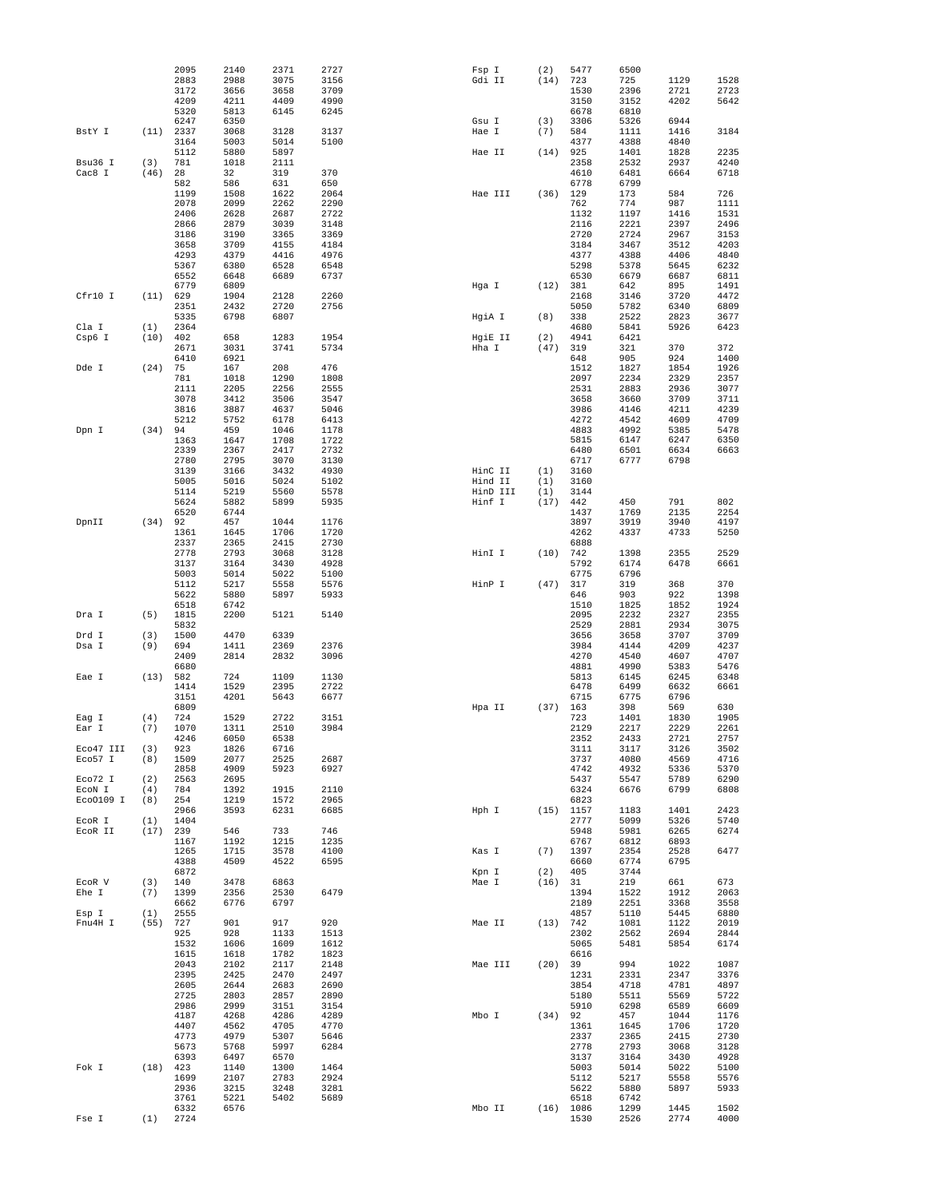| Enzyme | Count | Positions | | | |
|---|---|---|---|---|---|
| | | 2095 | 2140 | 2371 | 2727 |
| | | 2883 | 2988 | 3075 | 3156 |
| | | 3172 | 3656 | 3658 | 3709 |
| | | 4209 | 4211 | 4409 | 4990 |
| | | 5320 | 5813 | 6145 | 6245 |
| | | 6247 | 6350 | | |
| BstY I | (11) | 2337 | 3068 | 3128 | 3137 |
| | | 3164 | 5003 | 5014 | 5100 |
| | | 5112 | 5880 | 5897 | |
| Bsu36 I | (3) | 781 | 1018 | 2111 | |
| Cac8 I | (46) | 28 | 32 | 319 | 370 |
| | | 582 | 586 | 631 | 650 |
| | | 1199 | 1508 | 1622 | 2064 |
| | | 2078 | 2099 | 2262 | 2290 |
| | | 2406 | 2628 | 2687 | 2722 |
| | | 2866 | 2879 | 3039 | 3148 |
| | | 3186 | 3190 | 3365 | 3369 |
| | | 3658 | 3709 | 4155 | 4184 |
| | | 4293 | 4379 | 4416 | 4976 |
| | | 5367 | 6380 | 6528 | 6548 |
| | | 6552 | 6648 | 6689 | 6737 |
| | | 6779 | 6809 | | |
| Cfr10 I | (11) | 629 | 1904 | 2128 | 2260 |
| | | 2351 | 2432 | 2720 | 2756 |
| | | 5335 | 6798 | 6807 | |
| Cla I | (1) | 2364 | | | |
| Csp6 I | (10) | 402 | 658 | 1283 | 1954 |
| | | 2671 | 3031 | 3741 | 5734 |
| | | 6410 | 6921 | | |
| Dde I | (24) | 75 | 167 | 208 | 476 |
| | | 781 | 1018 | 1290 | 1808 |
| | | 2111 | 2205 | 2256 | 2555 |
| | | 3078 | 3412 | 3506 | 3547 |
| | | 3816 | 3887 | 4637 | 5046 |
| | | 5212 | 5752 | 6178 | 6413 |
| Dpn I | (34) | 94 | 459 | 1046 | 1178 |
| | | 1363 | 1647 | 1708 | 1722 |
| | | 2339 | 2367 | 2417 | 2732 |
| | | 2780 | 2795 | 3070 | 3130 |
| | | 3139 | 3166 | 3432 | 4930 |
| | | 5005 | 5016 | 5024 | 5102 |
| | | 5114 | 5219 | 5560 | 5578 |
| | | 5624 | 5882 | 5899 | 5935 |
| | | 6520 | 6744 | | |
| DpnII | (34) | 92 | 457 | 1044 | 1176 |
| | | 1361 | 1645 | 1706 | 1720 |
| | | 2337 | 2365 | 2415 | 2730 |
| | | 2778 | 2793 | 3068 | 3128 |
| | | 3137 | 3164 | 3430 | 4928 |
| | | 5003 | 5014 | 5022 | 5100 |
| | | 5112 | 5217 | 5558 | 5576 |
| | | 5622 | 5880 | 5897 | 5933 |
| | | 6518 | 6742 | | |
| Dra I | (5) | 1815 | 2200 | 5121 | 5140 |
| | | 5832 | | | |
| Drd I | (3) | 1500 | 4470 | 6339 | |
| Dsa I | (9) | 694 | 1411 | 2369 | 2376 |
| | | 2409 | 2814 | 2832 | 3096 |
| | | 6680 | | | |
| Eae I | (13) | 582 | 724 | 1109 | 1130 |
| | | 1414 | 1529 | 2395 | 2722 |
| | | 3151 | 4201 | 5643 | 6677 |
| | | 6809 | | | |
| Eag I | (4) | 724 | 1529 | 2722 | 3151 |
| Ear I | (7) | 1070 | 1311 | 2510 | 3984 |
| | | 4246 | 6050 | 6538 | |
| Eco47 III | (3) | 923 | 1826 | 6716 | |
| Eco57 I | (8) | 1509 | 2077 | 2525 | 2687 |
| | | 2858 | 4909 | 5923 | 6927 |
| Eco72 I | (2) | 2563 | 2695 | | |
| EcoN I | (4) | 784 | 1392 | 1915 | 2110 |
| EcoO109 I | (8) | 254 | 1219 | 1572 | 2965 |
| | | 2966 | 3593 | 6231 | 6685 |
| EcoR I | (1) | 1404 | | | |
| EcoR II | (17) | 239 | 546 | 733 | 746 |
| | | 1167 | 1192 | 1215 | 1235 |
| | | 1265 | 1715 | 3578 | 4100 |
| | | 4388 | 4509 | 4522 | 6595 |
| | | 6872 | | | |
| EcoR V | (3) | 140 | 3478 | 6863 | |
| Ehe I | (7) | 1399 | 2356 | 2530 | 6479 |
| | | 6662 | 6776 | 6797 | |
| Esp I | (1) | 2555 | | | |
| Fnu4H I | (55) | 727 | 901 | 917 | 920 |
| | | 925 | 928 | 1133 | 1513 |
| | | 1532 | 1606 | 1609 | 1612 |
| | | 1615 | 1618 | 1782 | 1823 |
| | | 2043 | 2102 | 2117 | 2148 |
| | | 2395 | 2425 | 2470 | 2497 |
| | | 2605 | 2644 | 2683 | 2690 |
| | | 2725 | 2803 | 2857 | 2890 |
| | | 2986 | 2999 | 3151 | 3154 |
| | | 4187 | 4268 | 4286 | 4289 |
| | | 4407 | 4562 | 4705 | 4770 |
| | | 4773 | 4979 | 5307 | 5646 |
| | | 5673 | 5768 | 5997 | 6284 |
| | | 6393 | 6497 | 6570 | |
| Fok I | (18) | 423 | 1140 | 1300 | 1464 |
| | | 1699 | 2107 | 2783 | 2924 |
| | | 2936 | 3215 | 3248 | 3281 |
| | | 3761 | 5221 | 5402 | 5689 |
| | | 6332 | 6576 | | |
| Fse I | (1) | 2724 | | | |
| Fsp I | (2) | 5477 | 6500 | | |
| Gdi II | (14) | 723 | 725 | 1129 | 1528 |
| | | 1530 | 2396 | 2721 | 2723 |
| | | 3150 | 3152 | 4202 | 5642 |
| | | 6678 | 6810 | | |
| Gsu I | (3) | 3306 | 5326 | 6944 | |
| Hae I | (7) | 584 | 1111 | 1416 | 3184 |
| | | 4377 | 4388 | 4840 | |
| Hae II | (14) | 925 | 1401 | 1828 | 2235 |
| | | 2358 | 2532 | 2937 | 4240 |
| | | 4610 | 6481 | 6664 | 6718 |
| | | 6778 | 6799 | | |
| Hae III | (36) | 129 | 173 | 584 | 726 |
| | | 762 | 774 | 987 | 1111 |
| | | 1132 | 1197 | 1416 | 1531 |
| | | 2116 | 2221 | 2397 | 2496 |
| | | 2720 | 2724 | 2967 | 3153 |
| | | 3184 | 3467 | 3512 | 4203 |
| | | 4377 | 4388 | 4406 | 4840 |
| | | 5298 | 5378 | 5645 | 6232 |
| | | 6530 | 6679 | 6687 | 6811 |
| Hga I | (12) | 381 | 642 | 895 | 1491 |
| | | 2168 | 3146 | 3720 | 4472 |
| | | 5050 | 5782 | 6340 | 6809 |
| HgiA I | (8) | 338 | 2522 | 2823 | 3677 |
| | | 4680 | 5841 | 5926 | 6423 |
| HgiE II | (2) | 4941 | 6421 | | |
| Hha I | (47) | 319 | 321 | 370 | 372 |
| | | 648 | 905 | 924 | 1400 |
| | | 1512 | 1827 | 1854 | 1926 |
| | | 2097 | 2234 | 2329 | 2357 |
| | | 2531 | 2883 | 2936 | 3077 |
| | | 3658 | 3660 | 3709 | 3711 |
| | | 3986 | 4146 | 4211 | 4239 |
| | | 4272 | 4542 | 4609 | 4709 |
| | | 4883 | 4992 | 5385 | 5478 |
| | | 5815 | 6147 | 6247 | 6350 |
| | | 6480 | 6501 | 6634 | 6663 |
| | | 6717 | 6777 | 6798 | |
| HinC II | (1) | 3160 | | | |
| Hind II | (1) | 3160 | | | |
| HinD III | (1) | 3144 | | | |
| Hinf I | (17) | 442 | 450 | 791 | 802 |
| | | 1437 | 1769 | 2135 | 2254 |
| | | 3897 | 3919 | 3940 | 4197 |
| | | 4262 | 4337 | 4733 | 5250 |
| | | 6888 | | | |
| HinI I | (10) | 742 | 1398 | 2355 | 2529 |
| | | 5792 | 6174 | 6478 | 6661 |
| | | 6775 | 6796 | | |
| HinP I | (47) | 317 | 319 | 368 | 370 |
| | | 646 | 903 | 922 | 1398 |
| | | 1510 | 1825 | 1852 | 1924 |
| | | 2095 | 2232 | 2327 | 2355 |
| | | 2529 | 2881 | 2934 | 3075 |
| | | 3656 | 3658 | 3707 | 3709 |
| | | 3984 | 4144 | 4209 | 4237 |
| | | 4270 | 4540 | 4607 | 4707 |
| | | 4881 | 4990 | 5383 | 5476 |
| | | 5813 | 6145 | 6245 | 6348 |
| | | 6478 | 6499 | 6632 | 6661 |
| | | 6715 | 6775 | 6796 | |
| Hpa II | (37) | 163 | 398 | 569 | 630 |
| | | 723 | 1401 | 1830 | 1905 |
| | | 2129 | 2217 | 2229 | 2261 |
| | | 2352 | 2433 | 2721 | 2757 |
| | | 3111 | 3117 | 3126 | 3502 |
| | | 3737 | 4080 | 4569 | 4716 |
| | | 4742 | 4932 | 5336 | 5370 |
| | | 5437 | 5547 | 5789 | 6290 |
| | | 6324 | 6676 | 6799 | 6808 |
| | | 6823 | | | |
| Hph I | (15) | 1157 | 1183 | 1401 | 2423 |
| | | 2777 | 5099 | 5326 | 5740 |
| | | 5948 | 5981 | 6265 | 6274 |
| | | 6767 | 6812 | 6893 | |
| Kas I | (7) | 1397 | 2354 | 2528 | 6477 |
| | | 6660 | 6774 | 6795 | |
| Kpn I | (2) | 405 | 3744 | | |
| Mae I | (16) | 31 | 219 | 661 | 673 |
| | | 1394 | 1522 | 1912 | 2063 |
| | | 2189 | 2251 | 3368 | 3558 |
| | | 4857 | 5110 | 5445 | 6880 |
| Mae II | (13) | 742 | 1081 | 1122 | 2019 |
| | | 2302 | 2562 | 2694 | 2844 |
| | | 5065 | 5481 | 5854 | 6174 |
| | | 6616 | | | |
| Mae III | (20) | 39 | 994 | 1022 | 1087 |
| | | 1231 | 2331 | 2347 | 3376 |
| | | 3854 | 4718 | 4781 | 4897 |
| | | 5180 | 5511 | 5569 | 5722 |
| | | 5910 | 6298 | 6589 | 6609 |
| Mbo I | (34) | 92 | 457 | 1044 | 1176 |
| | | 1361 | 1645 | 1706 | 1720 |
| | | 2337 | 2365 | 2415 | 2730 |
| | | 2778 | 2793 | 3068 | 3128 |
| | | 3137 | 3164 | 3430 | 4928 |
| | | 5003 | 5014 | 5022 | 5100 |
| | | 5112 | 5217 | 5558 | 5576 |
| | | 5622 | 5880 | 5897 | 5933 |
| | | 6518 | 6742 | | |
| Mbo II | (16) | 1086 | 1299 | 1445 | 1502 |
| | | 1530 | 2526 | 2774 | 4000 |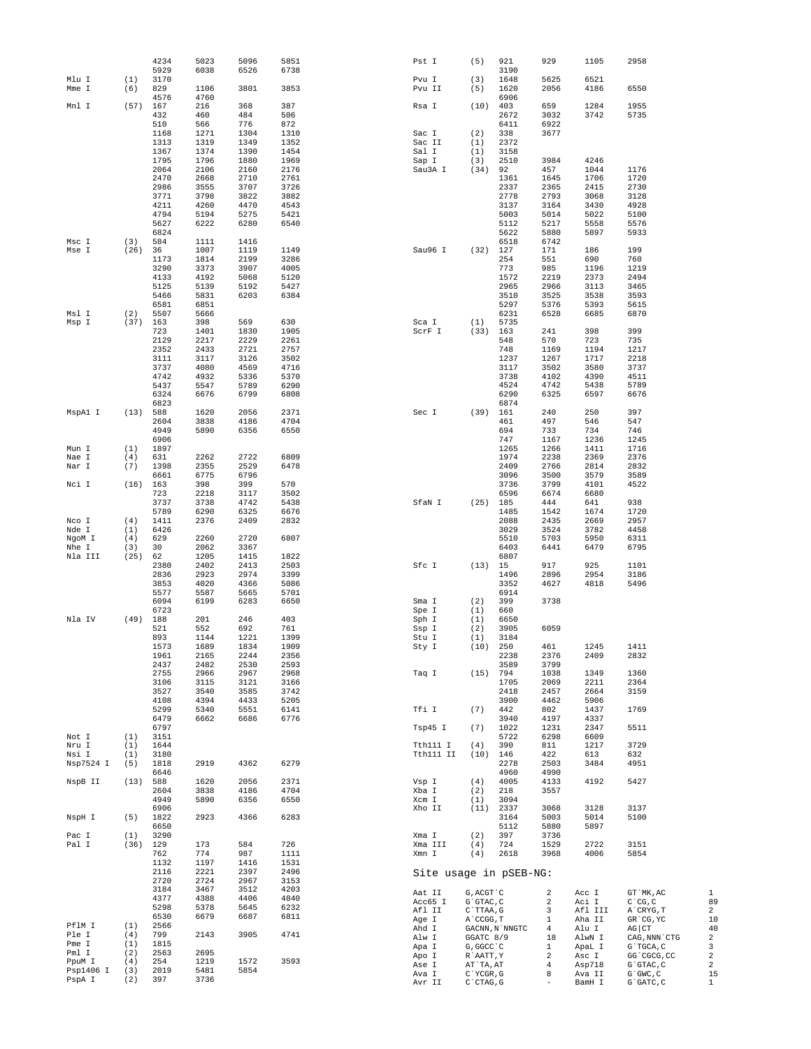```
                4234    5023    5096    5851
                5929    6038    6526    6738
Mlu I     (1)   3170
Mme I     (6)   829     1106    3801    3853
                4576    4760
Mnl I     (57)  167     216     368     387
                432     460     484     506
                510     566     776     872
                1168    1271    1304    1310
                1313    1319    1349    1352
                1367    1374    1390    1454
                1795    1796    1880    1969
                2064    2106    2160    2176
                2470    2668    2710    2761
                2986    3555    3707    3726
                3771    3798    3822    3882
                4211    4260    4470    4543
                4794    5194    5275    5421
                5627    6222    6280    6540
                6824
Msc I     (3)   584     1111    1416
Mse I     (26)  36      1007    1119    1149
                1173    1814    2199    3286
                3290    3373    3907    4005
                4133    4192    5068    5120
                5125    5139    5192    5427
                5466    5831    6203    6384
                6581    6851
Msl I     (2)   5507    5666
Msp I     (37)  163     398     569     630
                723     1401    1830    1905
                2129    2217    2229    2261
                2352    2433    2721    2757
                3111    3117    3126    3502
                3737    4080    4569    4716
                4742    4932    5336    5370
                5437    5547    5789    6290
                6324    6676    6799    6808
                6823
MspA1 I   (13)  588     1620    2056    2371
                2604    3838    4186    4704
                4949    5890    6356    6550
                6906
Mun I     (1)   1897
Nae I     (4)   631     2262    2722    6809
Nar I     (7)   1398    2355    2529    6478
                6661    6775    6796
Nci I     (16)  163     398     399     570
                723     2218    3117    3502
                3737    3738    4742    5438
                5789    6290    6325    6676
Nco I     (4)   1411    2376    2409    2832
Nde I     (1)   6426
NgoM I    (4)   629     2260    2720    6807
Nhe I     (3)   30      2062    3367
Nla III   (25)  62      1205    1415    1822
                2380    2402    2413    2503
                2836    2923    2974    3399
                3853    4020    4366    5086
                5577    5587    5665    5701
                6094    6199    6283    6650
                6723
Nla IV    (49)  188     201     246     403
                521     552     692     761
                893     1144    1221    1399
                1573    1689    1834    1909
                1961    2165    2244    2356
                2437    2482    2530    2593
                2755    2966    2967    2968
                3106    3115    3121    3166
                3527    3540    3585    3742
                4108    4394    4433    5205
                5299    5340    5551    6141
                6479    6662    6686    6776
                6797
Not I     (1)   3151
Nru I     (1)   1644
Nsi I     (1)   3180
Nsp7524 I (5)   1818    2919    4362    6279
                6646
NspB II   (13)  588     1620    2056    2371
                2604    3838    4186    4704
                4949    5890    6356    6550
                6906
NspH I    (5)   1822    2923    4366    6283
                6650
Pac I     (1)   3290
Pal I     (36)  129     173     584     726
                762     774     987     1111
                1132    1197    1416    1531
                2116    2221    2397    2496
                2720    2724    2967    3153
                3184    3467    3512    4203
                4377    4388    4406    4840
                5298    5378    5645    6232
                6530    6679    6687    6811
PflM I    (1)   2566
Ple I     (4)   799     2143    3905    4741
Pme I     (1)   1815
Pml I     (2)   2563    2695
PpuM I    (4)   254     1219    1572    3593
Psp1406 I (3)   2019    5481    5854
PspA I    (2)   397     3736
Pst I     (5)   921     929     1105    2958
                3190
Pvu I     (3)   1648    5625    6521
Pvu II    (5)   1620    2056    4186    6550
                6906
Rsa I     (10)  403     659     1284    1955
                2672    3032    3742    5735
                6411    6922
Sac I     (2)   338     3677
Sac II    (1)   2372
Sal I     (1)   3158
Sap I     (3)   2510    3984    4246
Sau3A I   (34)  92      457     1044    1176
                1361    1645    1706    1720
                2337    2365    2415    2730
                2778    2793    3068    3128
                3137    3164    3430    4928
                5003    5014    5022    5100
                5112    5217    5558    5576
                5622    5880    5897    5933
                6518    6742
Sau96 I   (32)  127     171     186     199
                254     551     690     760
                773     985     1196    1219
                1572    2219    2373    2494
                2965    2966    3113    3465
                3510    3525    3538    3593
                5297    5376    5393    5615
                6231    6528    6685    6870
Sca I     (1)   5735
ScrF I    (33)  163     241     398     399
                548     570     723     735
                748     1169    1194    1217
                1237    1267    1717    2218
                3117    3502    3580    3737
                3738    4102    4390    4511
                4524    4742    5438    5789
                6290    6325    6597    6676
                6874
Sec I     (39)  161     240     250     397
                461     497     546     547
                694     733     734     746
                747     1167    1236    1245
                1265    1266    1411    1716
                1974    2238    2369    2376
                2409    2766    2814    2832
                3096    3500    3579    3589
                3736    3799    4101    4522
                6596    6674    6680
SfaN I    (25)  185     444     641     938
                1485    1542    1674    1720
                2088    2435    2669    2957
                3029    3524    3782    4458
                5510    5703    5950    6311
                6403    6441    6479    6795
                6807
Sfc I     (13)  15      917     925     1101
                1496    2896    2954    3186
                3352    4627    4818    5496
                6914
Sma I     (2)   399     3738
Spe I     (1)   660
Sph I     (1)   6650
Ssp I     (2)   3905    6059
Stu I     (1)   3184
Sty I     (10)  250     461     1245    1411
                2238    2376    2409    2832
                3589    3799
Taq I     (15)  794     1038    1349    1360
                1705    2069    2211    2364
                2418    2457    2664    3159
                3900    4462    5906
Tfi I     (7)   442     802     1437    1769
                3940    4197    4337
Tsp45 I   (7)   1022    1231    2347    5511
                5722    6298    6609
Tth111 I  (4)   390     811     1217    3729
Tth111 II (10)  146     422     613     632
                2278    2503    3484    4951
                4960    4990
Vsp I     (4)   4005    4133    4192    5427
Xba I     (2)   218     3557
Xcm I     (1)   3094
Xho II    (11)  2337    3068    3128    3137
                3164    5003    5014    5100
                5112    5880    5897
Xma I     (2)   397     3736
Xma III   (4)   724     1529    2722    3151
Xmn I     (4)   2618    3968    4006    5854
```

## Site usage in pSEB-NG:

```
Aat II    G,ACGT`C       2      Acc I     GT`MK,AC       1
Acc65 I   G`GTAC,C       2      Aci I     C`CG,C         89
Afl II    C`TTAA,G       3      Afl III   A`CRYG,T       2
Age I     A`CCGG,T       1      Aha II    GR`CG,YC       10
Ahd I     GACNN,N`NNGTC  4      Alu I     AG|CT          40
Alw I     GGATC 8/9      18     AlwN I    CAG,NNN`CTG    2
Apa I     G,GGCC`C       1      ApaL I    G`TGCA,C       3
Apo I     R`AATT,Y       2      Asc I     GG`CGCG,CC     2
Ase I     AT`TA,AT       4      Asp718    G`GTAC,C       2
Ava I     C`YCGR,G       8      Ava II    G`GWC,C        15
Avr II    C`CTAG,G       -      BamH I    G`GATC,C       1
```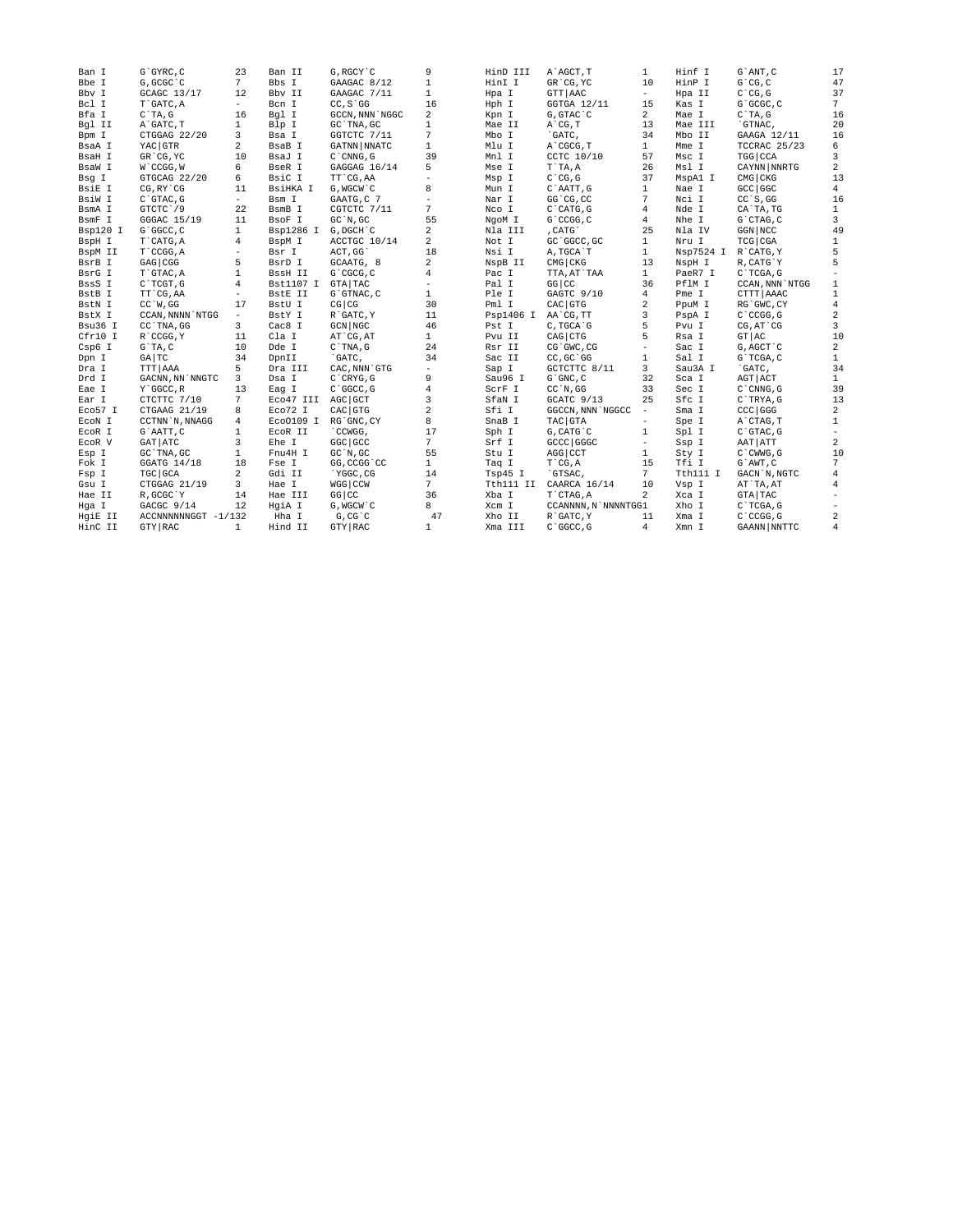| | | | | | | | | | | | |
|---|---|---|---|---|---|---|---|---|---|---|---|
| Ban I | G`GYRC,C | 23 | Ban II | G,RGCY`C | 9 | HinD III | A`AGCT,T | 1 | Hinf I | G`ANT,C | 17 |
| Bbe I | G,GCGC`C | 7 | Bbs I | GAAGAC 8/12 | 1 | HinI I | GR`CG,YC | 10 | HinP I | G`CG,C | 47 |
| Bbv I | GCAGC 13/17 | 12 | Bbv II | GAAGAC 7/11 | 1 | Hpa I | GTT\|AAC | - | Hpa II | C`CG,G | 37 |
| Bcl I | T`GATC,A | - | Bcn I | CC,S`GG | 16 | Hph I | GGTGA 12/11 | 15 | Kas I | G`GCGC,C | 7 |
| Bfa I | C`TA,G | 16 | Bgl I | GCCN,NNN`NGGC | 2 | Kpn I | G,GTAC`C | 2 | Mae I | C`TA,G | 16 |
| Bgl II | A`GATC,T | 1 | Blp I | GC`TNA,GC | 1 | Mae II | A`CG,T | 13 | Mae III | `GTNAC, | 20 |
| Bpm I | CTGGAG 22/20 | 3 | Bsa I | GGTCTC 7/11 | 7 | Mbo I | `GATC, | 34 | Mbo II | GAAGA 12/11 | 16 |
| BsaA I | YAC\|GTR | 2 | BsaB I | GATNN\|NNATC | 1 | Mlu I | A`CGCG,T | 1 | Mme I | TCCRAC 25/23 | 6 |
| BsaH I | GR`CG,YC | 10 | BsaJ I | C`CNNG,G | 39 | Mnl I | CCTC 10/10 | 57 | Msc I | TGG\|CCA | 3 |
| BsaW I | W`CCGG,W | 6 | BseR I | GAGGAG 16/14 | 5 | Mse I | T`TA,A | 26 | Msl I | CAYNN\|NNRTG | 2 |
| Bsg I | GTGCAG 22/20 | 6 | BsiC I | TT`CG,AA | - | Msp I | C`CG,G | 37 | MspA1 I | CMG\|CKG | 13 |
| BsiE I | CG,RY`CG | 11 | BsiHKA I | G,WGCW`C | 8 | Mun I | C`AATT,G | 1 | Nae I | GCC\|GGC | 4 |
| BsiW I | C`GTAC,G | - | Bsm I | GAATG,C 7 | - | Nar I | GG`CG,CC | 7 | Nci I | CC`S,GG | 16 |
| BsmA I | GTCTC`/9 | 22 | BsmB I | CGTCTC 7/11 | 7 | Nco I | C`CATG,G | 4 | Nde I | CA`TA,TG | 1 |
| BsmF I | GGGAC 15/19 | 11 | BsoF I | GC`N,GC | 55 | NgoM I | G`CCGG,C | 4 | Nhe I | G`CTAG,C | 3 |
| Bsp120 I | G`GGCC,C | 1 | Bsp1286 I | G,DGCH`C | 2 | Nla III | ,CATG` | 25 | Nla IV | GGN\|NCC | 49 |
| BspH I | T`CATG,A | 4 | BspM I | ACCTGC 10/14 | 2 | Not I | GC`GGCC,GC | 1 | Nru I | TCG\|CGA | 1 |
| BspM II | T`CCGG,A | - | Bsr I | ACT,GG` | 18 | Nsi I | A,TGCA`T | 1 | Nsp7524 I | R`CATG,Y | 5 |
| BsrB I | GAG\|CGG | 5 | BsrD I | GCAATG, 8 | 2 | NspB II | CMG\|CKG | 13 | NspH I | R,CATG`Y | 5 |
| BsrG I | T`GTAC,A | 1 | BssH II | G`CGCG,C | 4 | Pac I | TTA,AT`TAA | 1 | PaeR7 I | C`TCGA,G | - |
| BssS I | C`TCGT,G | 4 | Bst1107 I | GTA\|TAC | - | Pal I | GG\|CC | 36 | PflM I | CCAN,NNN`NTGG | 1 |
| BstB I | TT`CG,AA | - | BstE II | G`GTNAC,C | 1 | Ple I | GAGTC 9/10 | 4 | Pme I | CTTT\|AAAC | 1 |
| BstN I | CC`W,GG | 17 | BstU I | CG\|CG | 30 | Pml I | CAC\|GTG | 2 | PpuM I | RG`GWC,CY | 4 |
| BstX I | CCAN,NNNN`NTGG | - | BstY I | R`GATC,Y | 11 | Psp1406 I | AA`CG,TT | 3 | PspA I | C`CCGG,G | 2 |
| Bsu36 I | CC`TNA,GG | 3 | Cac8 I | GCN\|NGC | 46 | Pst I | C,TGCA`G | 5 | Pvu I | CG,AT`CG | 3 |
| Cfr10 I | R`CCGG,Y | 11 | Cla I | AT`CG,AT | 1 | Pvu II | CAG\|CTG | 5 | Rsa I | GT\|AC | 10 |
| Csp6 I | G`TA,C | 10 | Dde I | C`TNA,G | 24 | Rsr II | CG`GWC,CG | - | Sac I | G,AGCT`C | 2 |
| Dpn I | GA\|TC | 34 | DpnII | `GATC, | 34 | Sac II | CC,GC`GG | 1 | Sal I | G`TCGA,C | 1 |
| Dra I | TTT\|AAA | 5 | Dra III | CAC,NNN`GTG | - | Sap I | GCTCTTC 8/11 | 3 | Sau3A I | `GATC, | 34 |
| Drd I | GACNN,NN`NNGTC | 3 | Dsa I | C`CRYG,G | 9 | Sau96 I | G`GNC,C | 32 | Sca I | AGT\|ACT | 1 |
| Eae I | Y`GGCC,R | 13 | Eag I | C`GGCC,G | 4 | ScrF I | CC`N,GG | 33 | Sec I | C`CNNG,G | 39 |
| Ear I | CTCTTC 7/10 | 7 | Eco47 III | AGC\|GCT | 3 | SfaN I | GCATC 9/13 | 25 | Sfc I | C`TRYA,G | 13 |
| Eco57 I | CTGAAG 21/19 | 8 | Eco72 I | CAC\|GTG | 2 | Sfi I | GGCCN,NNN`NGGCC | - | Sma I | CCC\|GGG | 2 |
| EcoN I | CCTNN`N,NNAGG | 4 | EcoO109 I | RG`GNC,CY | 8 | SnaB I | TAC\|GTA | - | Spe I | A`CTAG,T | 1 |
| EcoR I | G`AATT,C | 1 | EcoR II | `CCWGG, | 17 | Sph I | G,CATG`C | 1 | Spl I | C`GTAC,G | - |
| EcoR V | GAT\|ATC | 3 | Ehe I | GGC\|GCC | 7 | Srf I | GCCC\|GGGC | - | Ssp I | AAT\|ATT | 2 |
| Esp I | GC`TNA,GC | 1 | Fnu4H I | GC`N,GC | 55 | Stu I | AGG\|CCT | 1 | Sty I | C`CWWG,G | 10 |
| Fok I | GGATG 14/18 | 18 | Fse I | GG,CCGG`CC | 1 | Taq I | T`CG,A | 15 | Tfi I | G`AWT,C | 7 |
| Fsp I | TGC\|GCA | 2 | Gdi II | `YGGC,CG | 14 | Tsp45 I | `GTSAC, | 7 | Tth111 I | GACN`N,NGTC | 4 |
| Gsu I | CTGGAG 21/19 | 3 | Hae I | WGG\|CCW | 7 | Tth111 II | CAARCA 16/14 | 10 | Vsp I | AT`TA,AT | 4 |
| Hae II | R,GCGC`Y | 14 | Hae III | GG\|CC | 36 | Xba I | T`CTAG,A | 2 | Xca I | GTA\|TAC | - |
| Hga I | GACGC 9/14 | 12 | HgiA I | G,WGCW`C | 8 | Xcm I | CCANNNN,N`NNNNTGG | 1 | Xho I | C`TCGA,G | - |
| HgiE II | ACCNNNNNNGGT -1/132 | | Hha I | G,CG`C | 47 | Xho II | R`GATC,Y | 11 | Xma I | C`CCGG,G | 2 |
| HinC II | GTY\|RAC | 1 | Hind II | GTY\|RAC | 1 | Xma III | C`GGCC,G | 4 | Xmn I | GAANN\|NNTTC | 4 |